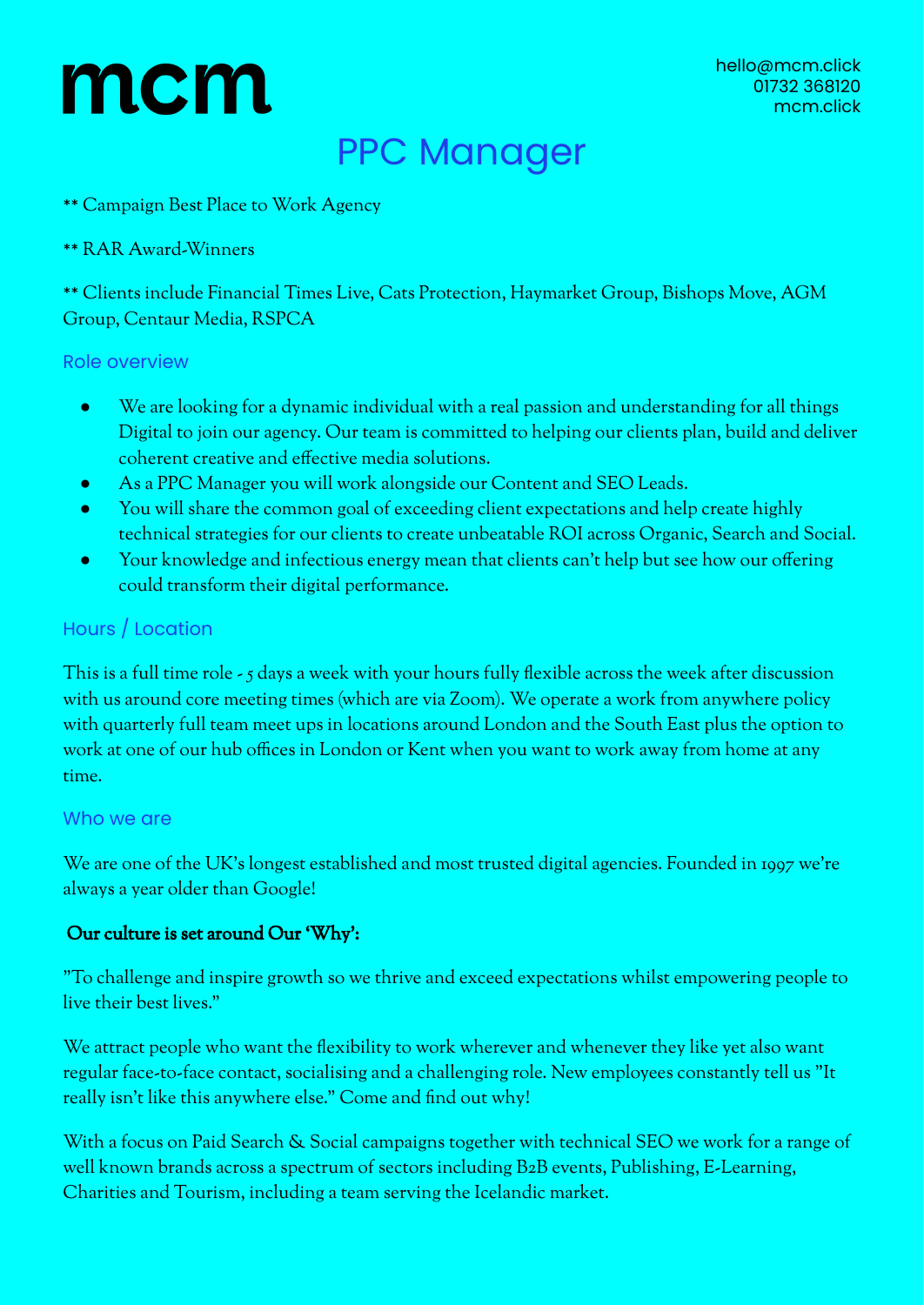# mcm

hello@mcm.click
01732 368120
mcm.click

## PPC Manager

** Campaign Best Place to Work Agency

** RAR Award-Winners

** Clients include Financial Times Live, Cats Protection, Haymarket Group, Bishops Move, AGM Group, Centaur Media, RSPCA

### Role overview

- We are looking for a dynamic individual with a real passion and understanding for all things Digital to join our agency. Our team is committed to helping our clients plan, build and deliver coherent creative and effective media solutions.
- As a PPC Manager you will work alongside our Content and SEO Leads.
- You will share the common goal of exceeding client expectations and help create highly technical strategies for our clients to create unbeatable ROI across Organic, Search and Social.
- Your knowledge and infectious energy mean that clients can't help but see how our offering could transform their digital performance.

### Hours / Location

This is a full time role - 5 days a week with your hours fully flexible across the week after discussion with us around core meeting times (which are via Zoom). We operate a work from anywhere policy with quarterly full team meet ups in locations around London and the South East plus the option to work at one of our hub offices in London or Kent when you want to work away from home at any time.

### Who we are

We are one of the UK's longest established and most trusted digital agencies. Founded in 1997 we're always a year older than Google!

**Our culture is set around Our 'Why':**

"To challenge and inspire growth so we thrive and exceed expectations whilst empowering people to live their best lives."

We attract people who want the flexibility to work wherever and whenever they like yet also want regular face-to-face contact, socialising and a challenging role. New employees constantly tell us "It really isn't like this anywhere else." Come and find out why!

With a focus on Paid Search & Social campaigns together with technical SEO we work for a range of well known brands across a spectrum of sectors including B2B events, Publishing, E-Learning, Charities and Tourism, including a team serving the Icelandic market.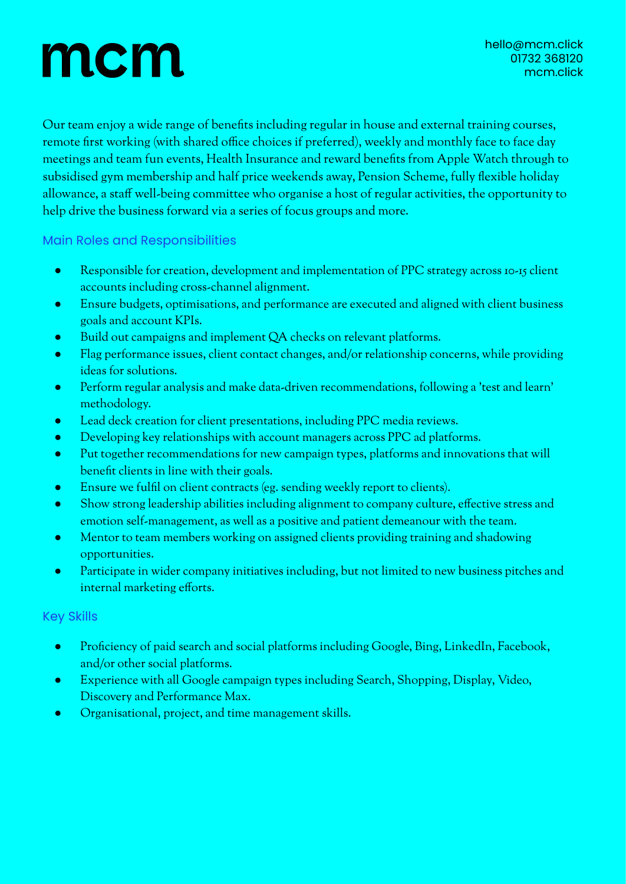# mcm

hello@mcm.click
01732 368120
mcm.click

Our team enjoy a wide range of benefits including regular in house and external training courses, remote first working (with shared office choices if preferred), weekly and monthly face to face day meetings and team fun events, Health Insurance and reward benefits from Apple Watch through to subsidised gym membership and half price weekends away, Pension Scheme, fully flexible holiday allowance, a staff well-being committee who organise a host of regular activities, the opportunity to help drive the business forward via a series of focus groups and more.

## Main Roles and Responsibilities

- Responsible for creation, development and implementation of PPC strategy across 10-15 client accounts including cross-channel alignment.
- Ensure budgets, optimisations, and performance are executed and aligned with client business goals and account KPIs.
- Build out campaigns and implement QA checks on relevant platforms.
- Flag performance issues, client contact changes, and/or relationship concerns, while providing ideas for solutions.
- Perform regular analysis and make data-driven recommendations, following a 'test and learn' methodology.
- Lead deck creation for client presentations, including PPC media reviews.
- Developing key relationships with account managers across PPC ad platforms.
- Put together recommendations for new campaign types, platforms and innovations that will benefit clients in line with their goals.
- Ensure we fulfil on client contracts (eg. sending weekly report to clients).
- Show strong leadership abilities including alignment to company culture, effective stress and emotion self-management, as well as a positive and patient demeanour with the team.
- Mentor to team members working on assigned clients providing training and shadowing opportunities.
- Participate in wider company initiatives including, but not limited to new business pitches and internal marketing efforts.

## Key Skills

- Proficiency of paid search and social platforms including Google, Bing, LinkedIn, Facebook, and/or other social platforms.
- Experience with all Google campaign types including Search, Shopping, Display, Video, Discovery and Performance Max.
- Organisational, project, and time management skills.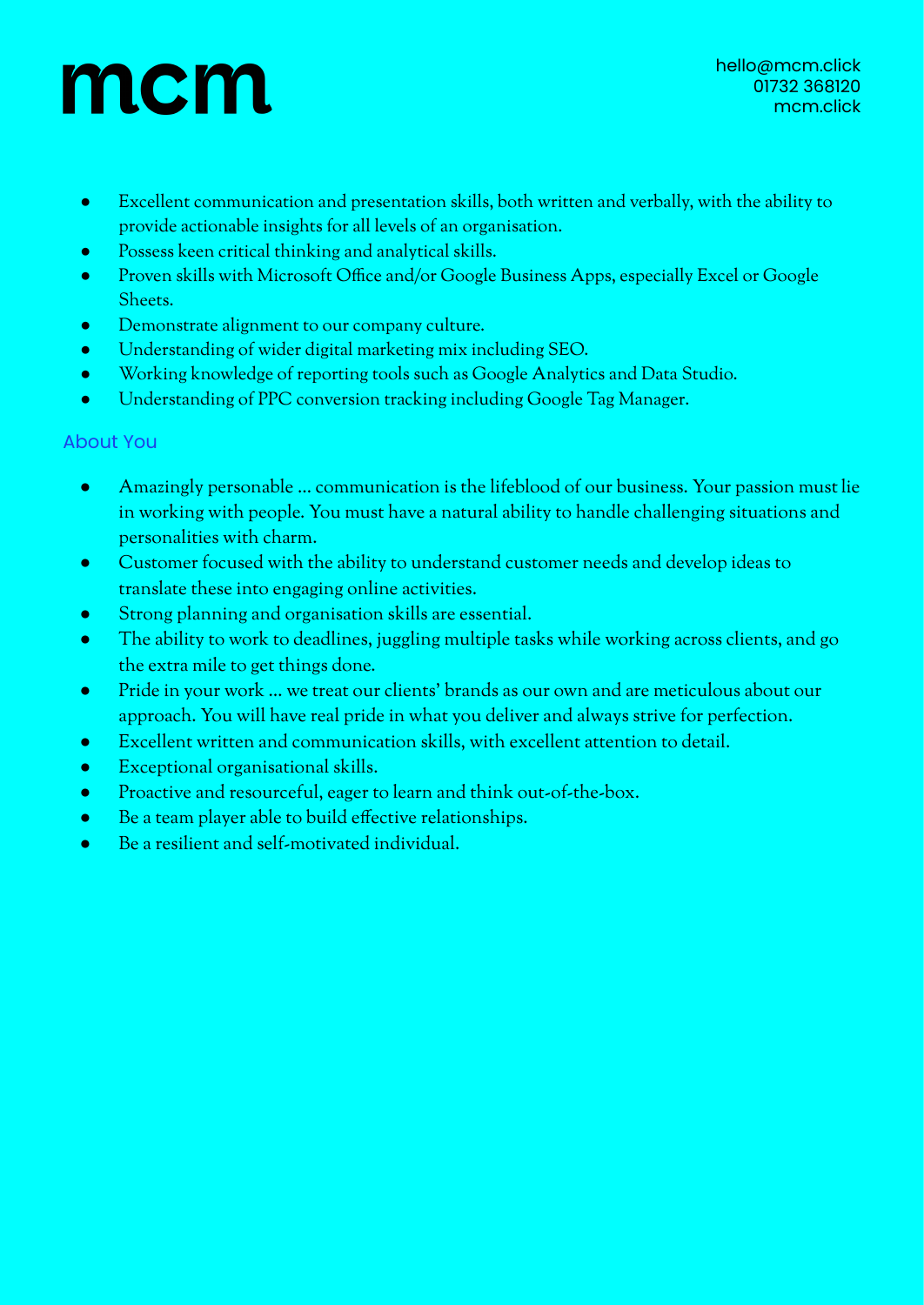- Excellent communication and presentation skills, both written and verbally, with the ability to provide actionable insights for all levels of an organisation.
- Possess keen critical thinking and analytical skills.
- Proven skills with Microsoft Office and/or Google Business Apps, especially Excel or Google Sheets.
- Demonstrate alignment to our company culture.
- Understanding of wider digital marketing mix including SEO.
- Working knowledge of reporting tools such as Google Analytics and Data Studio.
- Understanding of PPC conversion tracking including Google Tag Manager.

## About You

- Amazingly personable … communication is the lifeblood of our business. Your passion must lie in working with people. You must have a natural ability to handle challenging situations and personalities with charm.
- Customer focused with the ability to understand customer needs and develop ideas to translate these into engaging online activities.
- Strong planning and organisation skills are essential.
- The ability to work to deadlines, juggling multiple tasks while working across clients, and go the extra mile to get things done.
- Pride in your work … we treat our clients' brands as our own and are meticulous about our approach. You will have real pride in what you deliver and always strive for perfection.
- Excellent written and communication skills, with excellent attention to detail.
- Exceptional organisational skills.
- Proactive and resourceful, eager to learn and think out-of-the-box.
- Be a team player able to build effective relationships.
- Be a resilient and self-motivated individual.